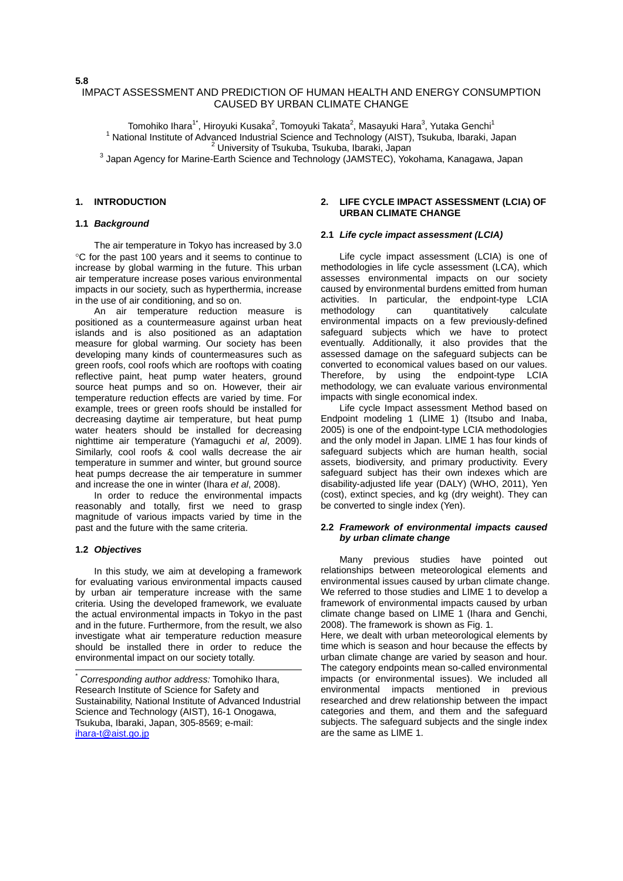5.8

# IMPACT ASSESSMENT AND PREDICTION OF HUMAN HEALTH AND ENERGY CONSUMPTION CAUSED BY URBAN CLIMATE CHANGE

Tomohiko Ihara[1*], Hiroyuki Kusaka[2], Tomoyuki Takata[2], Masayuki Hara[3], Yutaka Genchi[1]

[1] National Institute of Advanced Industrial Science and Technology (AIST), Tsukuba, Ibaraki, Japan

[2] University of Tsukuba, Tsukuba, Ibaraki, Japan

[3] Japan Agency for Marine-Earth Science and Technology (JAMSTEC), Yokohama, Kanagawa, Japan

## 1. INTRODUCTION

### 1.1 *Background*

The air temperature in Tokyo has increased by 3.0 °C for the past 100 years and it seems to continue to increase by global warming in the future. This urban air temperature increase poses various environmental impacts in our society, such as hyperthermia, increase in the use of air conditioning, and so on.

An air temperature reduction measure is positioned as a countermeasure against urban heat islands and is also positioned as an adaptation measure for global warming. Our society has been developing many kinds of countermeasures such as green roofs, cool roofs which are rooftops with coating reflective paint, heat pump water heaters, ground source heat pumps and so on. However, their air temperature reduction effects are varied by time. For example, trees or green roofs should be installed for decreasing daytime air temperature, but heat pump water heaters should be installed for decreasing nighttime air temperature (Yamaguchi *et al*, 2009). Similarly, cool roofs & cool walls decrease the air temperature in summer and winter, but ground source heat pumps decrease the air temperature in summer and increase the one in winter (Ihara *et al*, 2008).

In order to reduce the environmental impacts reasonably and totally, first we need to grasp magnitude of various impacts varied by time in the past and the future with the same criteria.

### 1.2 *Objectives*

In this study, we aim at developing a framework for evaluating various environmental impacts caused by urban air temperature increase with the same criteria. Using the developed framework, we evaluate the actual environmental impacts in Tokyo in the past and in the future. Furthermore, from the result, we also investigate what air temperature reduction measure should be installed there in order to reduce the environmental impact on our society totally.

---

\* *Corresponding author address:* Tomohiko Ihara, Research Institute of Science for Safety and Sustainability, National Institute of Advanced Industrial Science and Technology (AIST), 16-1 Onogawa, Tsukuba, Ibaraki, Japan, 305-8569; e-mail: ihara-t@aist.go.jp

## 2. LIFE CYCLE IMPACT ASSESSMENT (LCIA) OF URBAN CLIMATE CHANGE

### 2.1 *Life cycle impact assessment (LCIA)*

Life cycle impact assessment (LCIA) is one of methodologies in life cycle assessment (LCA), which assesses environmental impacts on our society caused by environmental burdens emitted from human activities. In particular, the endpoint-type LCIA methodology can quantitatively calculate environmental impacts on a few previously-defined safeguard subjects which we have to protect eventually. Additionally, it also provides that the assessed damage on the safeguard subjects can be converted to economical values based on our values. Therefore, by using the endpoint-type LCIA methodology, we can evaluate various environmental impacts with single economical index.

Life cycle Impact assessment Method based on Endpoint modeling 1 (LIME 1) (Itsubo and Inaba, 2005) is one of the endpoint-type LCIA methodologies and the only model in Japan. LIME 1 has four kinds of safeguard subjects which are human health, social assets, biodiversity, and primary productivity. Every safeguard subject has their own indexes which are disability-adjusted life year (DALY) (WHO, 2011), Yen (cost), extinct species, and kg (dry weight). They can be converted to single index (Yen).

### 2.2 *Framework of environmental impacts caused by urban climate change*

Many previous studies have pointed out relationships between meteorological elements and environmental issues caused by urban climate change. We referred to those studies and LIME 1 to develop a framework of environmental impacts caused by urban climate change based on LIME 1 (Ihara and Genchi, 2008). The framework is shown as Fig. 1.

Here, we dealt with urban meteorological elements by time which is season and hour because the effects by urban climate change are varied by season and hour. The category endpoints mean so-called environmental impacts (or environmental issues). We included all environmental impacts mentioned in previous researched and drew relationship between the impact categories and them, and them and the safeguard subjects. The safeguard subjects and the single index are the same as LIME 1.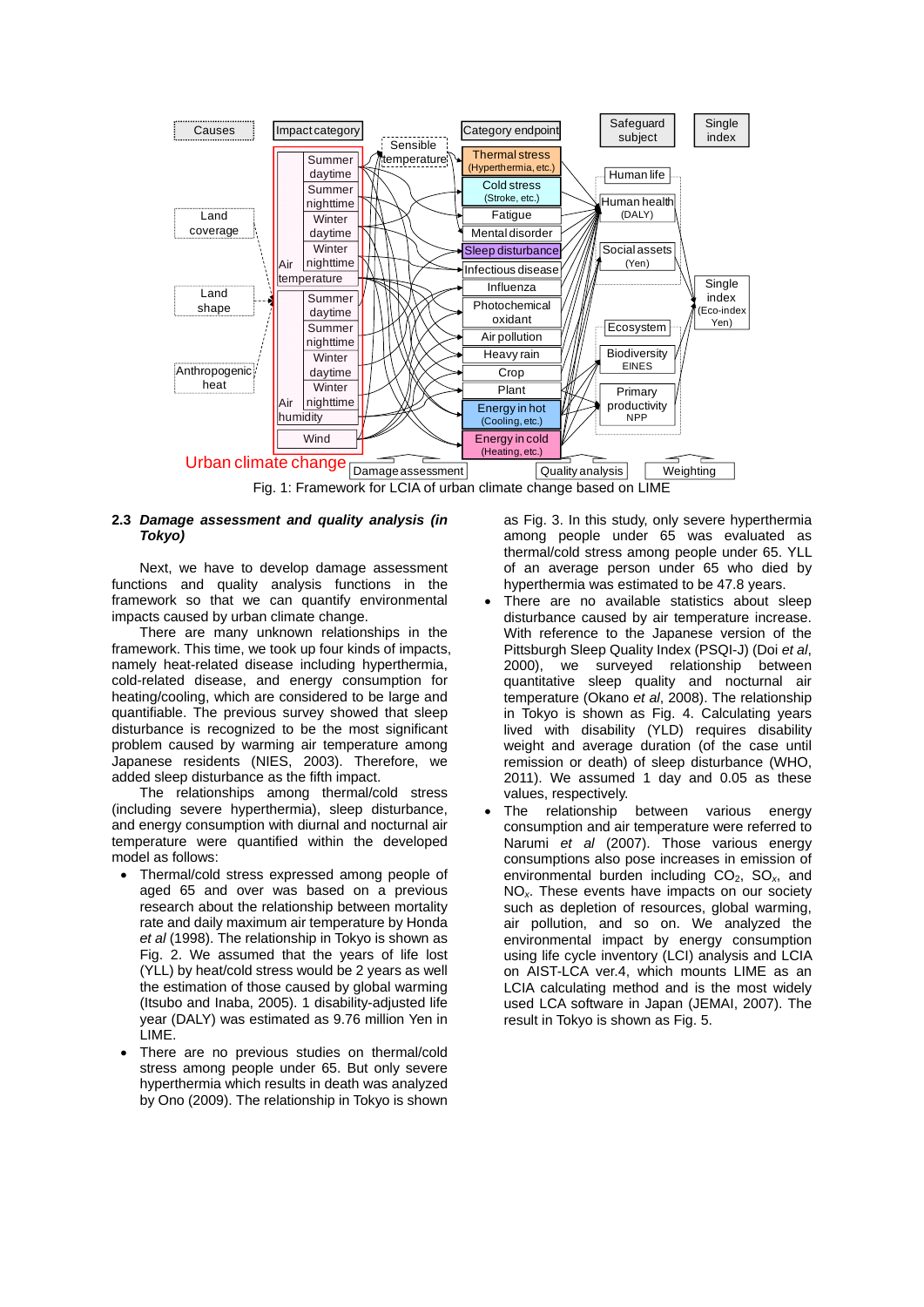Fig. 1: Framework for LCIA of urban climate change based on LIME

### 2.3 *Damage assessment and quality analysis (in Tokyo)*

Next, we have to develop damage assessment functions and quality analysis functions in the framework so that we can quantify environmental impacts caused by urban climate change.

There are many unknown relationships in the framework. This time, we took up four kinds of impacts, namely heat-related disease including hyperthermia, cold-related disease, and energy consumption for heating/cooling, which are considered to be large and quantifiable. The previous survey showed that sleep disturbance is recognized to be the most significant problem caused by warming air temperature among Japanese residents (NIES, 2003). Therefore, we added sleep disturbance as the fifth impact.

The relationships among thermal/cold stress (including severe hyperthermia), sleep disturbance, and energy consumption with diurnal and nocturnal air temperature were quantified within the developed model as follows:

- Thermal/cold stress expressed among people of aged 65 and over was based on a previous research about the relationship between mortality rate and daily maximum air temperature by Honda *et al* (1998). The relationship in Tokyo is shown as Fig. 2. We assumed that the years of life lost (YLL) by heat/cold stress would be 2 years as well the estimation of those caused by global warming (Itsubo and Inaba, 2005). 1 disability-adjusted life year (DALY) was estimated as 9.76 million Yen in LIME.
- There are no previous studies on thermal/cold stress among people under 65. But only severe hyperthermia which results in death was analyzed by Ono (2009). The relationship in Tokyo is shown as Fig. 3. In this study, only severe hyperthermia among people under 65 was evaluated as thermal/cold stress among people under 65. YLL of an average person under 65 who died by hyperthermia was estimated to be 47.8 years.
- There are no available statistics about sleep disturbance caused by air temperature increase. With reference to the Japanese version of the Pittsburgh Sleep Quality Index (PSQI-J) (Doi *et al*, 2000), we surveyed relationship between quantitative sleep quality and nocturnal air temperature (Okano *et al*, 2008). The relationship in Tokyo is shown as Fig. 4. Calculating years lived with disability (YLD) requires disability weight and average duration (of the case until remission or death) of sleep disturbance (WHO, 2011). We assumed 1 day and 0.05 as these values, respectively.
- The relationship between various energy consumption and air temperature were referred to Narumi *et al* (2007). Those various energy consumptions also pose increases in emission of environmental burden including $CO_2$, $SO_x$, and $NO_x$. These events have impacts on our society such as depletion of resources, global warming, air pollution, and so on. We analyzed the environmental impact by energy consumption using life cycle inventory (LCI) analysis and LCIA on AIST-LCA ver.4, which mounts LIME as an LCIA calculating method and is the most widely used LCA software in Japan (JEMAI, 2007). The result in Tokyo is shown as Fig. 5.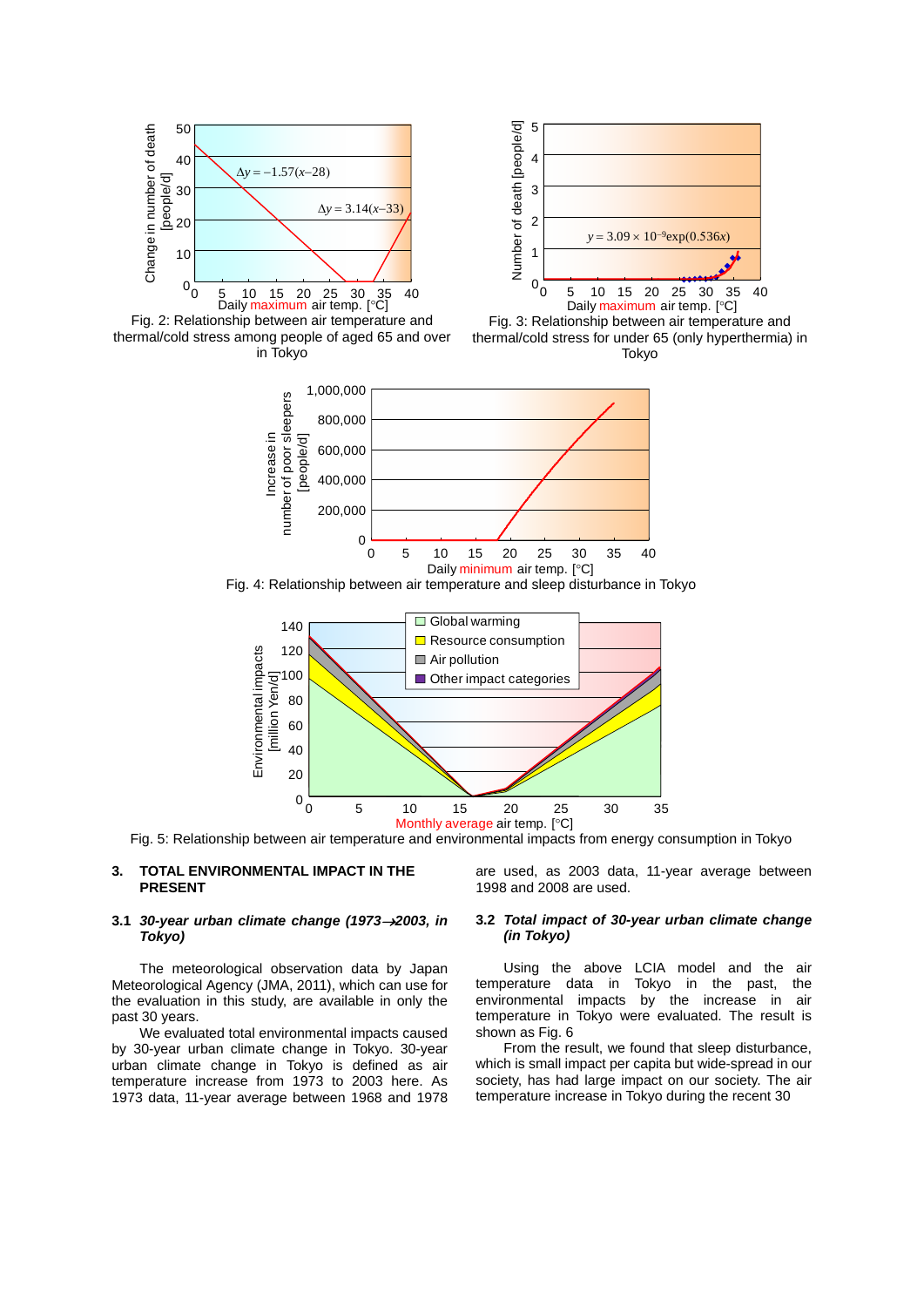Fig. 2: Relationship between air temperature and thermal/cold stress among people of aged 65 and over in Tokyo

Fig. 3: Relationship between air temperature and thermal/cold stress for under 65 (only hyperthermia) in Tokyo

Fig. 4: Relationship between air temperature and sleep disturbance in Tokyo

Fig. 5: Relationship between air temperature and environmental impacts from energy consumption in Tokyo

## 3. TOTAL ENVIRONMENTAL IMPACT IN THE PRESENT

### 3.1 *30-year urban climate change (1973→2003, in Tokyo)*

The meteorological observation data by Japan Meteorological Agency (JMA, 2011), which can use for the evaluation in this study, are available in only the past 30 years.

We evaluated total environmental impacts caused by 30-year urban climate change in Tokyo. 30-year urban climate change in Tokyo is defined as air temperature increase from 1973 to 2003 here. As 1973 data, 11-year average between 1968 and 1978 are used, as 2003 data, 11-year average between 1998 and 2008 are used.

### 3.2 *Total impact of 30-year urban climate change (in Tokyo)*

Using the above LCIA model and the air temperature data in Tokyo in the past, the environmental impacts by the increase in air temperature in Tokyo were evaluated. The result is shown as Fig. 6

From the result, we found that sleep disturbance, which is small impact per capita but wide-spread in our society, has had large impact on our society. The air temperature increase in Tokyo during the recent 30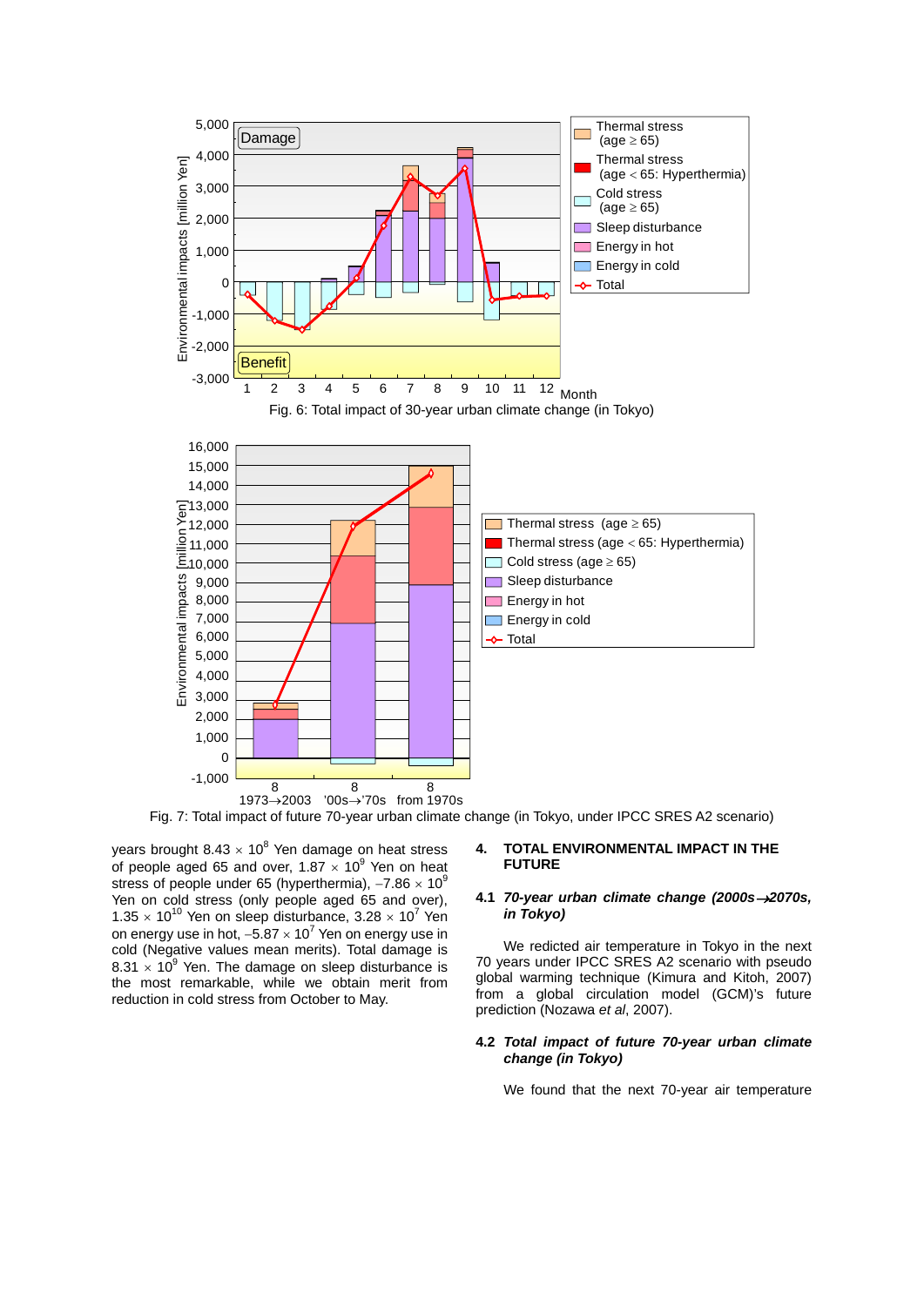Fig. 6: Total impact of 30-year urban climate change (in Tokyo)

Fig. 7: Total impact of future 70-year urban climate change (in Tokyo, under IPCC SRES A2 scenario)

years brought $8.43 \times 10^{8}$ Yen damage on heat stress of people aged 65 and over, $1.87 \times 10^{9}$ Yen on heat stress of people under 65 (hyperthermia), $-7.86 \times 10^{9}$ Yen on cold stress (only people aged 65 and over), $1.35 \times 10^{10}$ Yen on sleep disturbance, $3.28 \times 10^{7}$ Yen on energy use in hot, $-5.87 \times 10^{7}$ Yen on energy use in cold (Negative values mean merits). Total damage is $8.31 \times 10^{9}$ Yen. The damage on sleep disturbance is the most remarkable, while we obtain merit from reduction in cold stress from October to May.

## 4. TOTAL ENVIRONMENTAL IMPACT IN THE FUTURE

### 4.1 *70-year urban climate change (2000s→2070s, in Tokyo)*

We redicted air temperature in Tokyo in the next 70 years under IPCC SRES A2 scenario with pseudo global warming technique (Kimura and Kitoh, 2007) from a global circulation model (GCM)'s future prediction (Nozawa *et al*, 2007).

### 4.2 *Total impact of future 70-year urban climate change (in Tokyo)*

We found that the next 70-year air temperature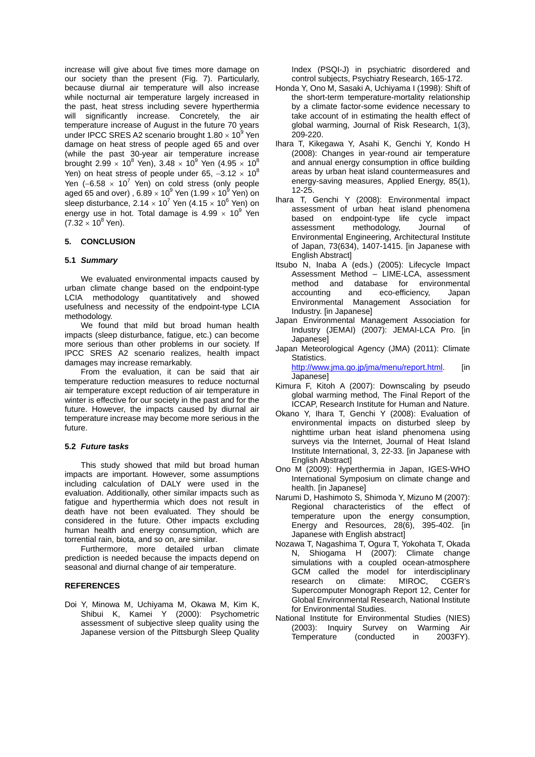increase will give about five times more damage on our society than the present (Fig. 7). Particularly, because diurnal air temperature will also increase while nocturnal air temperature largely increased in the past, heat stress including severe hyperthermia will significantly increase. Concretely, the air temperature increase of August in the future 70 years under IPCC SRES A2 scenario brought $1.80 \times 10^9$ Yen damage on heat stress of people aged 65 and over (while the past 30-year air temperature increase brought $2.99 \times 10^8$ Yen), $3.48 \times 10^9$ Yen ($4.95 \times 10^8$ Yen) on heat stress of people under 65, $-3.12 \times 10^8$ Yen ($-6.58 \times 10^7$ Yen) on cold stress (only people aged 65 and over) , $6.89 \times 10^9$ Yen ($1.99 \times 10^9$ Yen) on sleep disturbance, $2.14 \times 10^7$ Yen ($4.15 \times 10^6$ Yen) on energy use in hot. Total damage is $4.99 \times 10^9$ Yen ($7.32 \times 10^8$ Yen).

## 5. CONCLUSION

### 5.1 *Summary*

We evaluated environmental impacts caused by urban climate change based on the endpoint-type LCIA methodology quantitatively and showed usefulness and necessity of the endpoint-type LCIA methodology.

We found that mild but broad human health impacts (sleep disturbance, fatigue, etc.) can become more serious than other problems in our society. If IPCC SRES A2 scenario realizes, health impact damages may increase remarkably.

From the evaluation, it can be said that air temperature reduction measures to reduce nocturnal air temperature except reduction of air temperature in winter is effective for our society in the past and for the future. However, the impacts caused by diurnal air temperature increase may become more serious in the future.

### 5.2 *Future tasks*

This study showed that mild but broad human impacts are important. However, some assumptions including calculation of DALY were used in the evaluation. Additionally, other similar impacts such as fatigue and hyperthermia which does not result in death have not been evaluated. They should be considered in the future. Other impacts excluding human health and energy consumption, which are torrential rain, biota, and so on, are similar.

Furthermore, more detailed urban climate prediction is needed because the impacts depend on seasonal and diurnal change of air temperature.

## REFERENCES

Doi Y, Minowa M, Uchiyama M, Okawa M, Kim K, Shibui K, Kamei Y (2000): Psychometric assessment of subjective sleep quality using the Japanese version of the Pittsburgh Sleep Quality Index (PSQI-J) in psychiatric disordered and control subjects, Psychiatry Research, 165-172.

Honda Y, Ono M, Sasaki A, Uchiyama I (1998): Shift of the short-term temperature-mortality relationship by a climate factor-some evidence necessary to take account of in estimating the health effect of global warming, Journal of Risk Research, 1(3), 209-220.

Ihara T, Kikegawa Y, Asahi K, Genchi Y, Kondo H (2008): Changes in year-round air temperature and annual energy consumption in office building areas by urban heat island countermeasures and energy-saving measures, Applied Energy, 85(1), 12-25.

Ihara T, Genchi Y (2008): Environmental impact assessment of urban heat island phenomena based on endpoint-type life cycle impact assessment methodology, Journal of Environmental Engineering, Architectural Institute of Japan, 73(634), 1407-1415. [in Japanese with English Abstract]

Itsubo N, Inaba A (eds.) (2005): Lifecycle Impact Assessment Method – LIME-LCA, assessment method and database for environmental accounting and eco-efficiency, Japan Environmental Management Association for Industry. [in Japanese]

Japan Environmental Management Association for Industry (JEMAI) (2007): JEMAI-LCA Pro. [in Japanese]

Japan Meteorological Agency (JMA) (2011): Climate Statistics. http://www.jma.go.jp/jma/menu/report.html. [in Japanese]

Kimura F, Kitoh A (2007): Downscaling by pseudo global warming method, The Final Report of the ICCAP, Research Institute for Human and Nature.

Okano Y, Ihara T, Genchi Y (2008): Evaluation of environmental impacts on disturbed sleep by nighttime urban heat island phenomena using surveys via the Internet, Journal of Heat Island Institute International, 3, 22-33. [in Japanese with English Abstract]

Ono M (2009): Hyperthermia in Japan, IGES-WHO International Symposium on climate change and health. [in Japanese]

Narumi D, Hashimoto S, Shimoda Y, Mizuno M (2007): Regional characteristics of the effect of temperature upon the energy consumption, Energy and Resources, 28(6), 395-402. [in Japanese with English abstract]

Nozawa T, Nagashima T, Ogura T, Yokohata T, Okada N, Shiogama H (2007): Climate change simulations with a coupled ocean-atmosphere GCM called the model for interdisciplinary research on climate: MIROC, CGER's Supercomputer Monograph Report 12, Center for Global Environmental Research, National Institute for Environmental Studies.

National Institute for Environmental Studies (NIES) (2003): Inquiry Survey on Warming Air Temperature (conducted in 2003FY).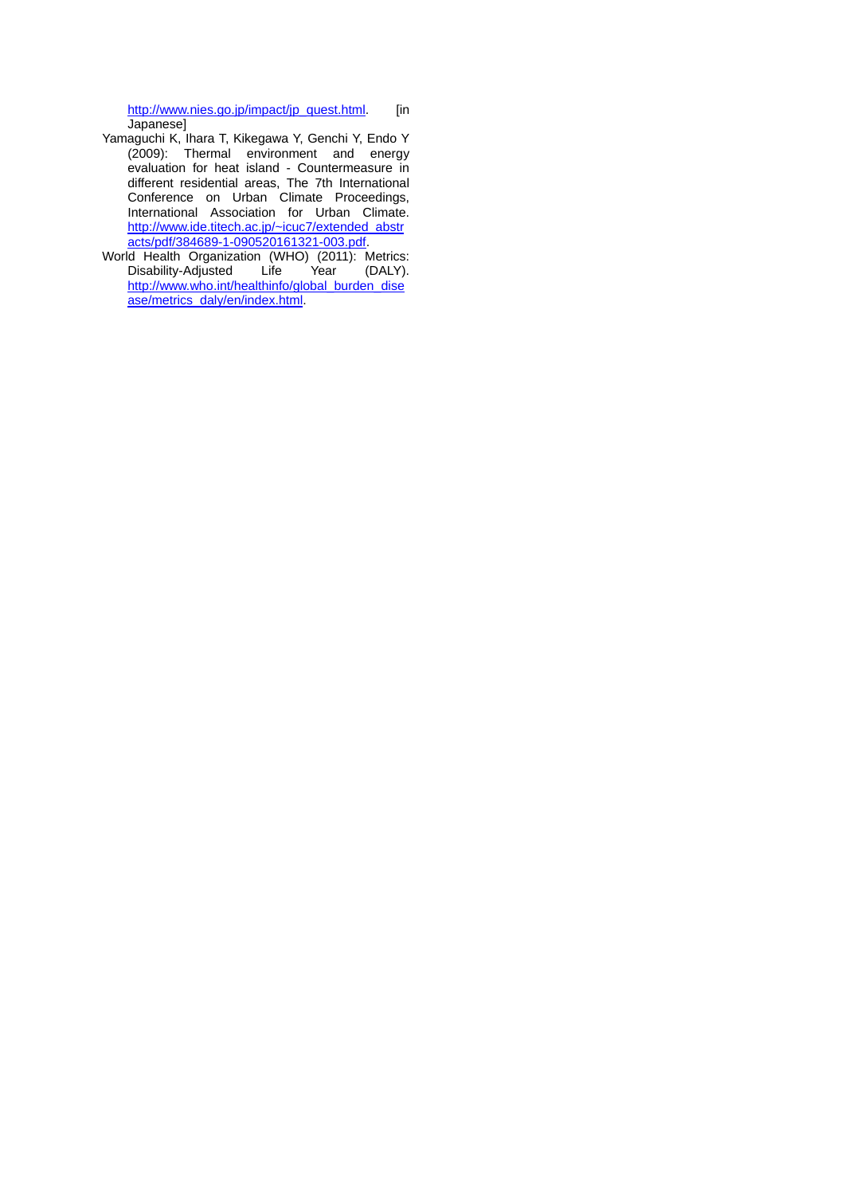http://www.nies.go.jp/impact/jp_quest.html. [in Japanese]

Yamaguchi K, Ihara T, Kikegawa Y, Genchi Y, Endo Y (2009): Thermal environment and energy evaluation for heat island - Countermeasure in different residential areas, The 7th International Conference on Urban Climate Proceedings, International Association for Urban Climate. http://www.ide.titech.ac.jp/~icuc7/extended_abstracts/pdf/384689-1-090520161321-003.pdf.

World Health Organization (WHO) (2011): Metrics: Disability-Adjusted Life Year (DALY). http://www.who.int/healthinfo/global_burden_disease/metrics_daly/en/index.html.